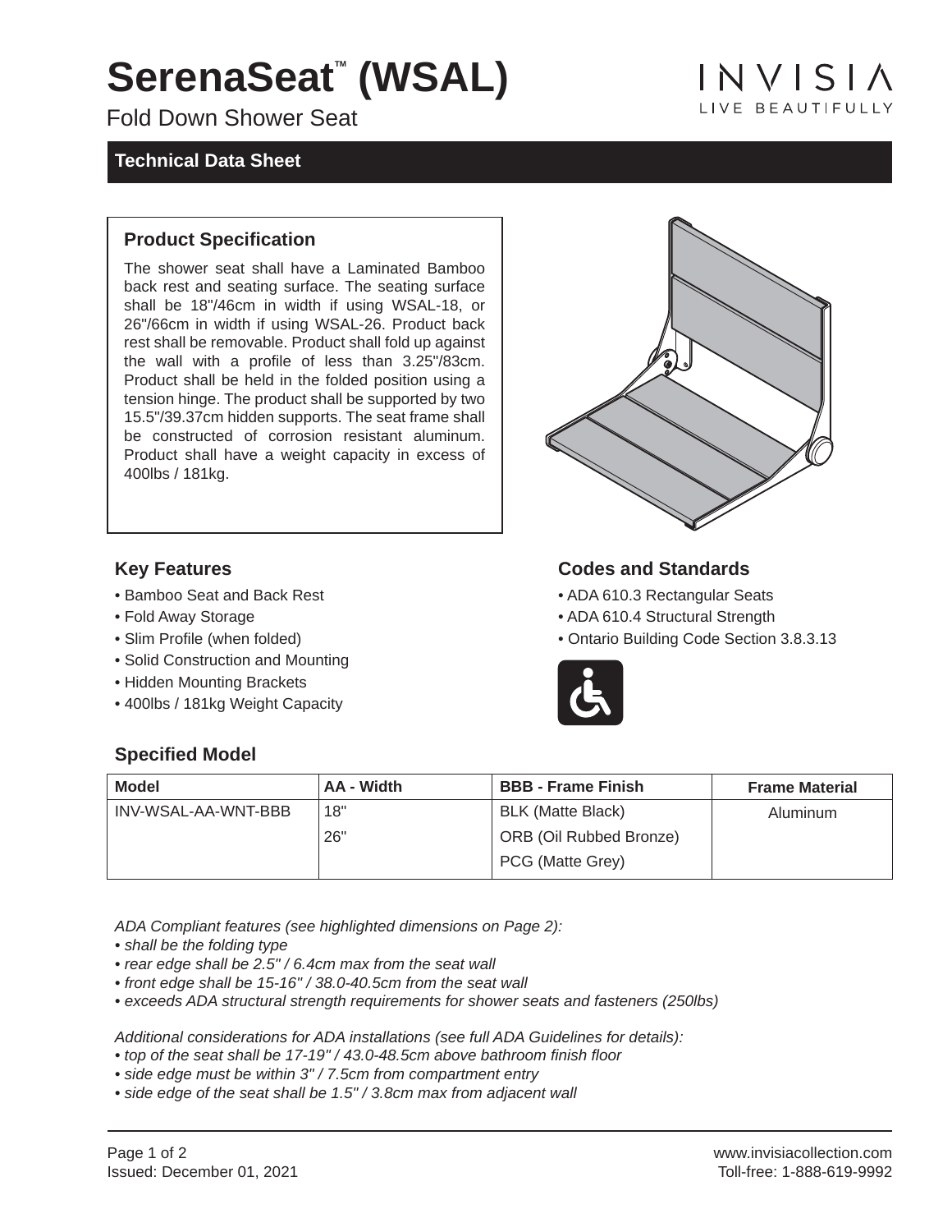# SerenaSeat™ (WSAL)

Fold Down Shower Seat

INVISIA
LIVE BEAUTIFULLY

## Technical Data Sheet

### Product Specification

The shower seat shall have a Laminated Bamboo back rest and seating surface. The seating surface shall be 18"/46cm in width if using WSAL-18, or 26"/66cm in width if using WSAL-26. Product back rest shall be removable. Product shall fold up against the wall with a profile of less than 3.25"/83cm. Product shall be held in the folded position using a tension hinge. The product shall be supported by two 15.5"/39.37cm hidden supports. The seat frame shall be constructed of corrosion resistant aluminum. Product shall have a weight capacity in excess of 400lbs / 181kg.

### Key Features

- Bamboo Seat and Back Rest
- Fold Away Storage
- Slim Profile (when folded)
- Solid Construction and Mounting
- Hidden Mounting Brackets
- 400lbs / 181kg Weight Capacity

### Codes and Standards

- ADA 610.3 Rectangular Seats
- ADA 610.4 Structural Strength
- Ontario Building Code Section 3.8.3.13

### Specified Model

| Model | AA - Width | BBB - Frame Finish | Frame Material |
|---|---|---|---|
| INV-WSAL-AA-WNT-BBB | 18" | BLK (Matte Black) | Aluminum |
| | 26" | ORB (Oil Rubbed Bronze) | |
| | | PCG (Matte Grey) | |

*ADA Compliant features (see highlighted dimensions on Page 2):*
- *shall be the folding type*
- *rear edge shall be 2.5" / 6.4cm max from the seat wall*
- *front edge shall be 15-16" / 38.0-40.5cm from the seat wall*
- *exceeds ADA structural strength requirements for shower seats and fasteners (250lbs)*

*Additional considerations for ADA installations (see full ADA Guidelines for details):*
- *top of the seat shall be 17-19" / 43.0-48.5cm above bathroom finish floor*
- *side edge must be within 3" / 7.5cm from compartment entry*
- *side edge of the seat shall be 1.5" / 3.8cm max from adjacent wall*

Issued: December 01, 2021

www.invisiacollection.com
Toll-free: 1-888-619-9992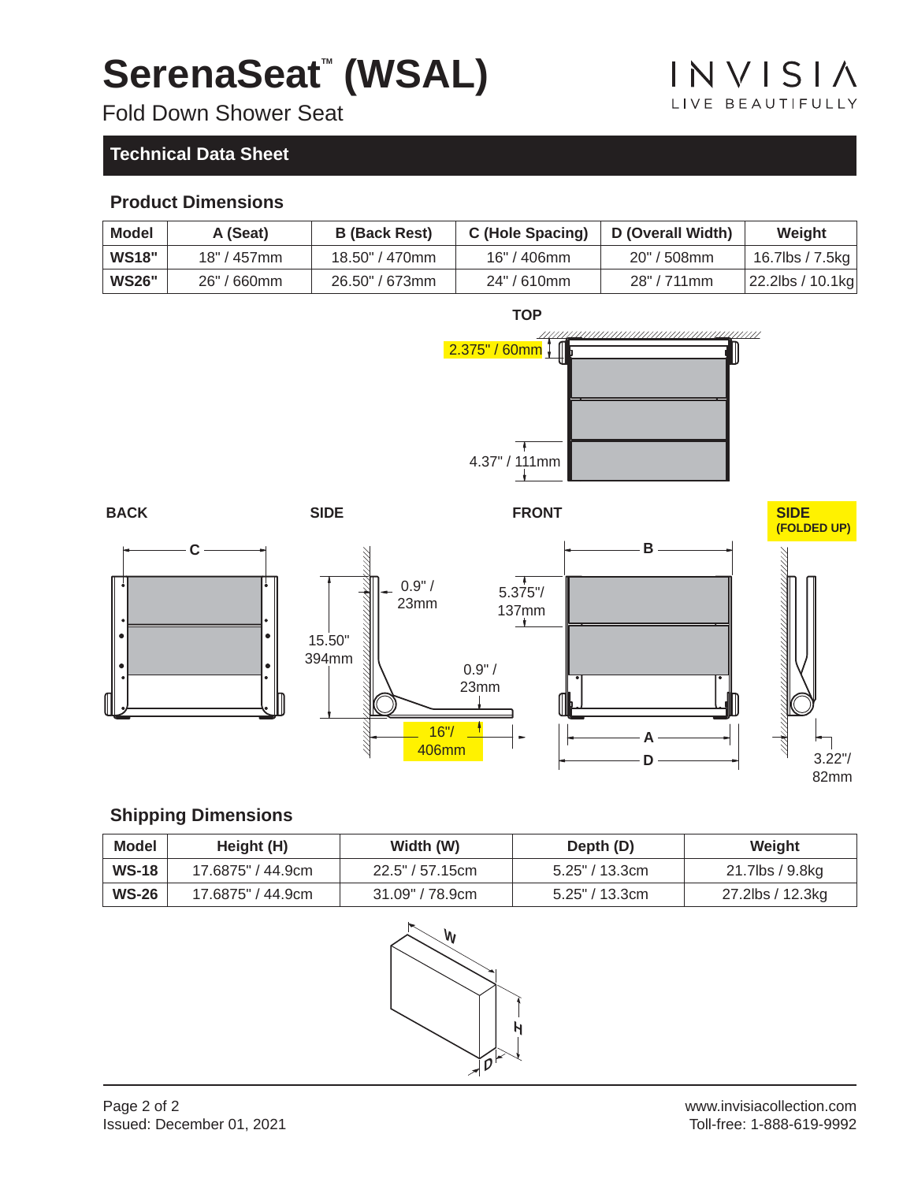# SerenaSeat™ (WSAL)

Fold Down Shower Seat

INVISIA
LIVE BEAUTIFULLY

## Technical Data Sheet

### Product Dimensions

| Model | A (Seat) | B (Back Rest) | C (Hole Spacing) | D (Overall Width) | Weight |
|---|---|---|---|---|---|
| **WS18"** | 18" / 457mm | 18.50" / 470mm | 16" / 406mm | 20" / 508mm | 16.7lbs / 7.5kg |
| **WS26"** | 26" / 660mm | 26.50" / 673mm | 24" / 610mm | 28" / 711mm | 22.2lbs / 10.1kg |

TOP

2.375" / 60mm

4.37" / 111mm

BACK

C

SIDE

15.50" 394mm

0.9" / 23mm

0.9" / 23mm

16"/ 406mm

FRONT

B

5.375"/ 137mm

A

D

SIDE (FOLDED UP)

3.22"/ 82mm

### Shipping Dimensions

| Model | Height (H) | Width (W) | Depth (D) | Weight |
|---|---|---|---|---|
| **WS-18** | 17.6875" / 44.9cm | 22.5" / 57.15cm | 5.25" / 13.3cm | 21.7lbs / 9.8kg |
| **WS-26** | 17.6875" / 44.9cm | 31.09" / 78.9cm | 5.25" / 13.3cm | 27.2lbs / 12.3kg |

W

H

D

Issued: December 01, 2021

www.invisiacollection.com
Toll-free: 1-888-619-9992